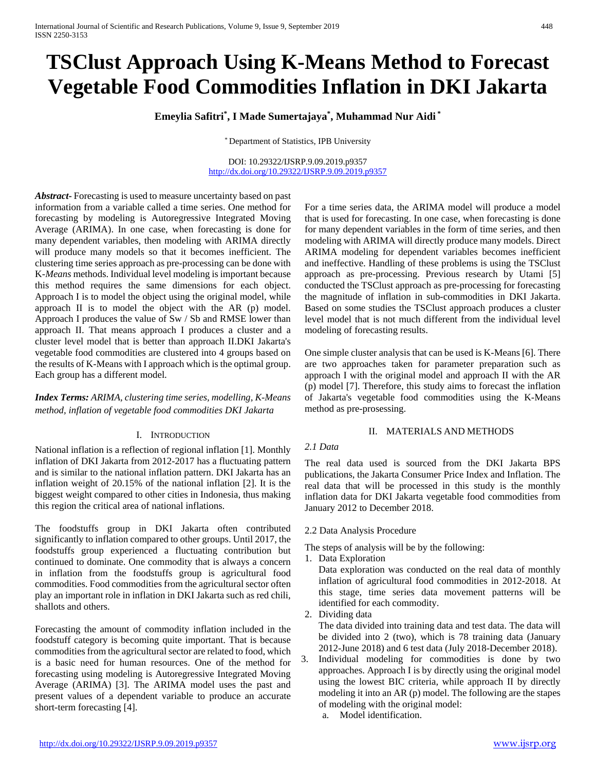# TSClust Approach Using K-Means Method to Forecast Vegetable Food Commodities Inflation in DKI Jakarta

**Emeylia Safitri*, I Made Sumertajaya*, Muhammad Nur Aidi ***

* Department of Statistics, IPB University

DOI: 10.29322/IJSRP.9.09.2019.p9357
http://dx.doi.org/10.29322/IJSRP.9.09.2019.p9357

***Abstract***- Forecasting is used to measure uncertainty based on past information from a variable called a time series. One method for forecasting by modeling is Autoregressive Integrated Moving Average (ARIMA). In one case, when forecasting is done for many dependent variables, then modeling with ARIMA directly will produce many models so that it becomes inefficient. The clustering time series approach as pre-processing can be done with K-*Means* methods. Individual level modeling is important because this method requires the same dimensions for each object. Approach I is to model the object using the original model, while approach II is to model the object with the AR (p) model. Approach I produces the value of Sw / Sb and RMSE lower than approach II. That means approach I produces a cluster and a cluster level model that is better than approach II.DKI Jakarta's vegetable food commodities are clustered into 4 groups based on the results of K-Means with I approach which is the optimal group. Each group has a different model.

***Index Terms:*** *ARIMA, clustering time series, modelling, K-Means method, inflation of vegetable food commodities DKI Jakarta*

## I. Introduction

National inflation is a reflection of regional inflation [1]. Monthly inflation of DKI Jakarta from 2012-2017 has a fluctuating pattern and is similar to the national inflation pattern. DKI Jakarta has an inflation weight of 20.15% of the national inflation [2]. It is the biggest weight compared to other cities in Indonesia, thus making this region the critical area of national inflations.

The foodstuffs group in DKI Jakarta often contributed significantly to inflation compared to other groups. Until 2017, the foodstuffs group experienced a fluctuating contribution but continued to dominate. One commodity that is always a concern in inflation from the foodstuffs group is agricultural food commodities. Food commodities from the agricultural sector often play an important role in inflation in DKI Jakarta such as red chili, shallots and others.

Forecasting the amount of commodity inflation included in the foodstuff category is becoming quite important. That is because commodities from the agricultural sector are related to food, which is a basic need for human resources. One of the method for forecasting using modeling is Autoregressive Integrated Moving Average (ARIMA) [3]. The ARIMA model uses the past and present values of a dependent variable to produce an accurate short-term forecasting [4].

For a time series data, the ARIMA model will produce a model that is used for forecasting. In one case, when forecasting is done for many dependent variables in the form of time series, and then modeling with ARIMA will directly produce many models. Direct ARIMA modeling for dependent variables becomes inefficient and ineffective. Handling of these problems is using the TSClust approach as pre-processing. Previous research by Utami [5] conducted the TSClust approach as pre-processing for forecasting the magnitude of inflation in sub-commodities in DKI Jakarta. Based on some studies the TSClust approach produces a cluster level model that is not much different from the individual level modeling of forecasting results.

One simple cluster analysis that can be used is K-Means [6]. There are two approaches taken for parameter preparation such as approach I with the original model and approach II with the AR (p) model [7]. Therefore, this study aims to forecast the inflation of Jakarta's vegetable food commodities using the K-Means method as pre-prosessing.

## II. Materials and Methods

### *2.1 Data*

The real data used is sourced from the DKI Jakarta BPS publications, the Jakarta Consumer Price Index and Inflation. The real data that will be processed in this study is the monthly inflation data for DKI Jakarta vegetable food commodities from January 2012 to December 2018.

### 2.2 Data Analysis Procedure

The steps of analysis will be by the following:

1. Data Exploration
   Data exploration was conducted on the real data of monthly inflation of agricultural food commodities in 2012-2018. At this stage, time series data movement patterns will be identified for each commodity.
2. Dividing data
   The data divided into training data and test data. The data will be divided into 2 (two), which is 78 training data (January 2012-June 2018) and 6 test data (July 2018-December 2018).
3. Individual modeling for commodities is done by two approaches. Approach I is by directly using the original model using the lowest BIC criteria, while approach II by directly modeling it into an AR (p) model. The following are the stapes of modeling with the original model:
   a. Model identification.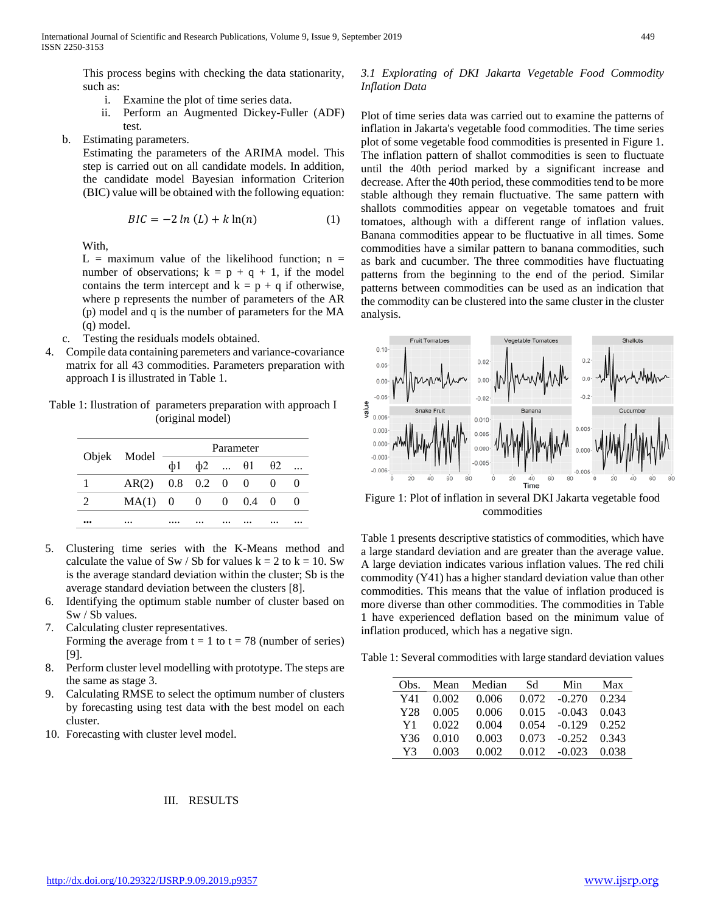This process begins with checking the data stationarity, such as:

i. Examine the plot of time series data.
ii. Perform an Augmented Dickey-Fuller (ADF) test.

b. Estimating parameters.
Estimating the parameters of the ARIMA model. This step is carried out on all candidate models. In addition, the candidate model Bayesian information Criterion (BIC) value will be obtained with the following equation:

$$BIC = -2\, ln\, (L) + k \ln(n) \qquad (1)$$

With,
L = maximum value of the likelihood function; n = number of observations; k = p + q + 1, if the model contains the term intercept and k = p + q if otherwise, where p represents the number of parameters of the AR (p) model and q is the number of parameters for the MA (q) model.

c. Testing the residuals models obtained.

4. Compile data containing paremeters and variance-covariance matrix for all 43 commodities. Parameters preparation with approach I is illustrated in Table 1.

Table 1: Ilustration of parameters preparation with approach I (original model)

| Objek | Model | Parameter | | | | | |
|---|---|---|---|---|---|---|---|
| | | $\phi 1$ | $\phi 2$ | ... | $\theta 1$ | $\theta 2$ | ... |
| 1 | AR(2) | 0.8 | 0.2 | 0 | 0 | 0 | 0 |
| 2 | MA(1) | 0 | 0 | 0 | 0.4 | 0 | 0 |
| **...** | ... | .... | ... | ... | ... | ... | ... |

5. Clustering time series with the K-Means method and calculate the value of Sw / Sb for values k = 2 to k = 10. Sw is the average standard deviation within the cluster; Sb is the average standard deviation between the clusters [8].
6. Identifying the optimum stable number of cluster based on Sw / Sb values.
7. Calculating cluster representatives.
Forming the average from t = 1 to t = 78 (number of series) [9].
8. Perform cluster level modelling with prototype. The steps are the same as stage 3.
9. Calculating RMSE to select the optimum number of clusters by forecasting using test data with the best model on each cluster.
10. Forecasting with cluster level model.

# III. RESULTS

### *3.1 Exploring of DKI Jakarta Vegetable Food Commodity Inflation Data*

Plot of time series data was carried out to examine the patterns of inflation in Jakarta's vegetable food commodities. The time series plot of some vegetable food commodities is presented in Figure 1. The inflation pattern of shallot commodities is seen to fluctuate until the 40th period marked by a significant increase and decrease. After the 40th period, these commodities tend to be more stable although they remain fluctuative. The same pattern with shallots commodities appear on vegetable tomatoes and fruit tomatoes, although with a different range of inflation values. Banana commodities appear to be fluctuative in all times. Some commodities have a similar pattern to banana commodities, such as bark and cucumber. The three commodities have fluctuating patterns from the beginning to the end of the period. Similar patterns between commodities can be used as an indication that the commodity can be clustered into the same cluster in the cluster analysis.

Fruit Tomatoes
Vegetable Tomatoes
Shallots
Snake Fruit
Banana
Cucumber
value
Time
0.10
0.05
0.00
-0.05
0.02
0.00
-0.02
0.2
0.0
-0.2
0.006
0.003
0.000
-0.003
-0.006
0.010
0.005
0.000
-0.005
0.005
0.000
-0.005
0 20 40 60 80

Figure 1: Plot of inflation in several DKI Jakarta vegetable food commodities

Table 1 presents descriptive statistics of commodities, which have a large standard deviation and are greater than the average value. A large deviation indicates various inflation values. The red chili commodity (Y41) has a higher standard deviation value than other commodities. This means that the value of inflation produced is more diverse than other commodities. The commodities in Table 1 have experienced deflation based on the minimum value of inflation produced, which has a negative sign.

Table 1: Several commodities with large standard deviation values

| Obs. | Mean | Median | Sd | Min | Max |
|---|---|---|---|---|---|
| Y41 | 0.002 | 0.006 | 0.072 | -0.270 | 0.234 |
| Y28 | 0.005 | 0.006 | 0.015 | -0.043 | 0.043 |
| Y1 | 0.022 | 0.004 | 0.054 | -0.129 | 0.252 |
| Y36 | 0.010 | 0.003 | 0.073 | -0.252 | 0.343 |
| Y3 | 0.003 | 0.002 | 0.012 | -0.023 | 0.038 |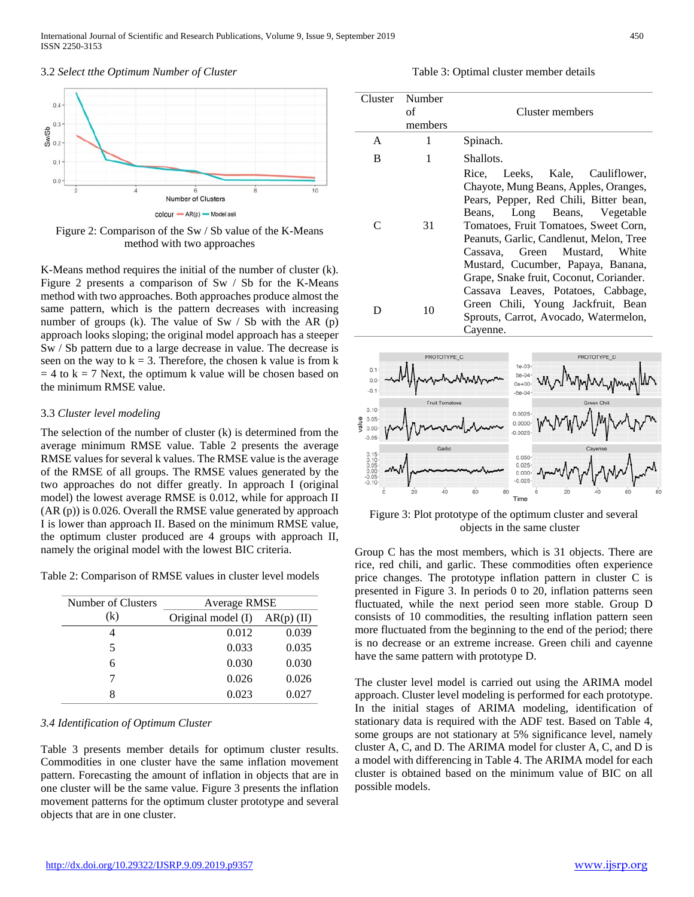### 3.2 *Select tthe Optimum Number of Cluster*

Sw/Sb
0.4
0.3
0.2
0.1
0.0
2
4
6
8
10
Number of Clusters
colour — AR(p) — Model asli

Figure 2: Comparison of the Sw / Sb value of the K-Means method with two approaches

K-Means method requires the initial of the number of cluster (k). Figure 2 presents a comparison of Sw / Sb for the K-Means method with two approaches. Both approaches produce almost the same pattern, which is the pattern decreases with increasing number of groups (k). The value of Sw / Sb with the AR (p) approach looks sloping; the original model approach has a steeper Sw / Sb pattern due to a large decrease in value. The decrease is seen on the way to k = 3. Therefore, the chosen k value is from k = 4 to k = 7 Next, the optimum k value will be chosen based on the minimum RMSE value.

### 3.3 *Cluster level modeling*

The selection of the number of cluster (k) is determined from the average minimum RMSE value. Table 2 presents the average RMSE values for several k values. The RMSE value is the average of the RMSE of all groups. The RMSE values generated by the two approaches do not differ greatly. In approach I (original model) the lowest average RMSE is 0.012, while for approach II (AR (p)) is 0.026. Overall the RMSE value generated by approach I is lower than approach II. Based on the minimum RMSE value, the optimum cluster produced are 4 groups with approach II, namely the original model with the lowest BIC criteria.

Table 2: Comparison of RMSE values in cluster level models

| Number of Clusters (k) | Average RMSE | |
|---|---|---|
| | Original model (I) | AR(p) (II) |
| 4 | 0.012 | 0.039 |
| 5 | 0.033 | 0.035 |
| 6 | 0.030 | 0.030 |
| 7 | 0.026 | 0.026 |
| 8 | 0.023 | 0.027 |

### *3.4 Identification of Optimum Cluster*

Table 3 presents member details for optimum cluster results. Commodities in one cluster have the same inflation movement pattern. Forecasting the amount of inflation in objects that are in one cluster will be the same value. Figure 3 presents the inflation movement patterns for the optimum cluster prototype and several objects that are in one cluster.

Table 3: Optimal cluster member details

| Cluster | Number of members | Cluster members |
|---|---|---|
| A | 1 | Spinach. |
| B | 1 | Shallots. |
| C | 31 | Rice, Leeks, Kale, Cauliflower, Chayote, Mung Beans, Apples, Oranges, Pears, Pepper, Red Chili, Bitter bean, Beans, Long Beans, Vegetable Tomatoes, Fruit Tomatoes, Sweet Corn, Peanuts, Garlic, Candlenut, Melon, Tree Cassava, Green Mustard, White Mustard, Cucumber, Papaya, Banana, Grape, Snake fruit, Coconut, Coriander. |
| D | 10 | Cassava Leaves, Potatoes, Cabbage, Green Chili, Young Jackfruit, Bean Sprouts, Carrot, Avocado, Watermelon, Cayenne. |

PROTOTYPE_C
PROTOTYPE_D
Fruit Tomatoes
Green Chili
Garlic
Cayenne
value
Time

Figure 3: Plot prototype of the optimum cluster and several objects in the same cluster

Group C has the most members, which is 31 objects. There are rice, red chili, and garlic. These commodities often experience price changes. The prototype inflation pattern in cluster C is presented in Figure 3. In periods 0 to 20, inflation patterns seen fluctuated, while the next period seen more stable. Group D consists of 10 commodities, the resulting inflation pattern seen more fluctuated from the beginning to the end of the period; there is no decrease or an extreme increase. Green chili and cayenne have the same pattern with prototype D.

The cluster level model is carried out using the ARIMA model approach. Cluster level modeling is performed for each prototype. In the initial stages of ARIMA modeling, identification of stationary data is required with the ADF test. Based on Table 4, some groups are not stationary at 5% significance level, namely cluster A, C, and D. The ARIMA model for cluster A, C, and D is a model with differencing in Table 4. The ARIMA model for each cluster is obtained based on the minimum value of BIC on all possible models.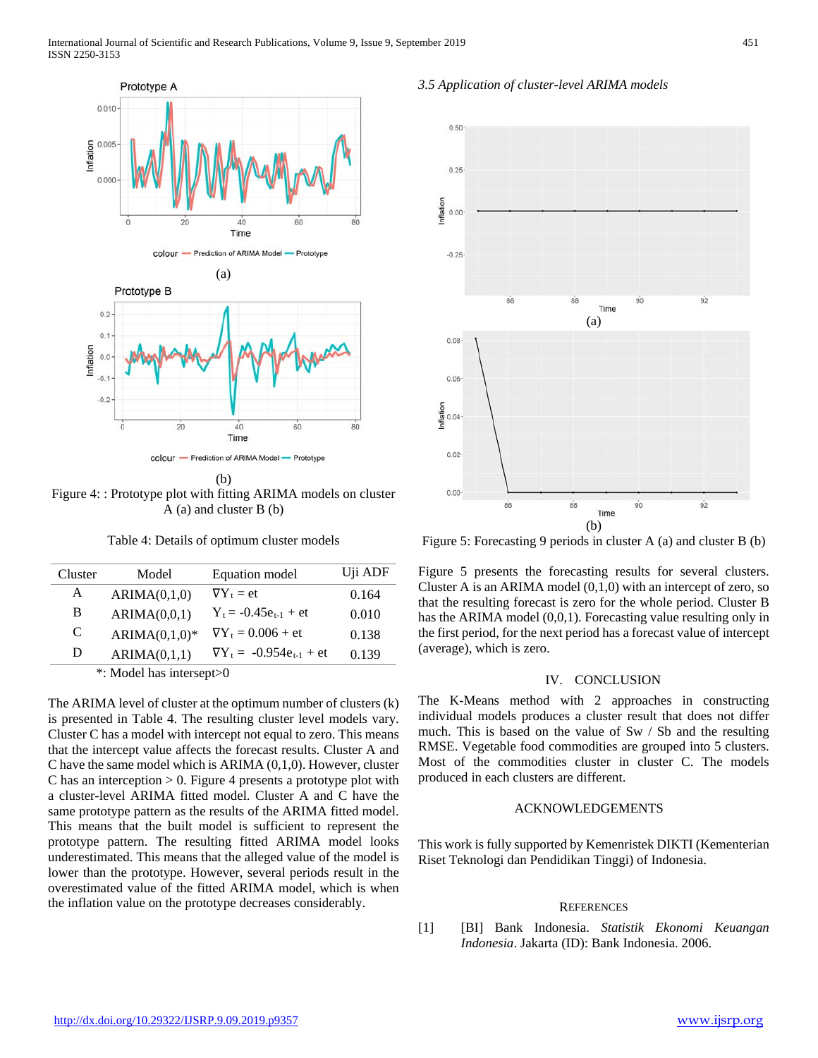Prototype A

0.010

0.005

0.000

Inflation

0 20 40 60 80

Time

colour — Prediction of ARIMA Model — Prototype

(a)

Prototype B

0.2

0.1

0.0

-0.1

-0.2

Inflation

0 20 40 60 80

Time

colour — Prediction of ARIMA Model — Prototype

(b)

Figure 4: : Prototype plot with fitting ARIMA models on cluster A (a) and cluster B (b)

Table 4: Details of optimum cluster models

| Cluster | Model | Equation model | Uji ADF |
|---|---|---|---|
| A | ARIMA(0,1,0) | $\nabla Y_t = e_t$ | 0.164 |
| B | ARIMA(0,0,1) | $Y_t = -0.45e_{t-1} + e_t$ | 0.010 |
| C | ARIMA(0,1,0)* | $\nabla Y_t = 0.006 + e_t$ | 0.138 |
| D | ARIMA(0,1,1) | $\nabla Y_t = -0.954e_{t-1} + e_t$ | 0.139 |

*: Model has intersept>0

The ARIMA level of cluster at the optimum number of clusters (k) is presented in Table 4. The resulting cluster level models vary. Cluster C has a model with intercept not equal to zero. This means that the intercept value affects the forecast results. Cluster A and C have the same model which is ARIMA (0,1,0). However, cluster C has an interception > 0. Figure 4 presents a prototype plot with a cluster-level ARIMA fitted model. Cluster A and C have the same prototype pattern as the results of the ARIMA fitted model. This means that the built model is sufficient to represent the prototype pattern. The resulting fitted ARIMA model looks underestimated. This means that the alleged value of the model is lower than the prototype. However, several periods result in the overestimated value of the fitted ARIMA model, which is when the inflation value on the prototype decreases considerably.

### *3.5 Application of cluster-level ARIMA models*

0.50

0.25

0.00

-0.25

Inflation

86 88 90 92

Time

(a)

0.08

0.06

0.04

0.02

0.00

Inflation

86 88 90 92

Time

(b)

Figure 5: Forecasting 9 periods in cluster A (a) and cluster B (b)

Figure 5 presents the forecasting results for several clusters. Cluster A is an ARIMA model (0,1,0) with an intercept of zero, so that the resulting forecast is zero for the whole period. Cluster B has the ARIMA model (0,0,1). Forecasting value resulting only in the first period, for the next period has a forecast value of intercept (average), which is zero.

## IV. CONCLUSION

The K-Means method with 2 approaches in constructing individual models produces a cluster result that does not differ much. This is based on the value of Sw / Sb and the resulting RMSE. Vegetable food commodities are grouped into 5 clusters. Most of the commodities cluster in cluster C. The models produced in each clusters are different.

## ACKNOWLEDGEMENTS

This work is fully supported by Kemenristek DIKTI (Kementerian Riset Teknologi dan Pendidikan Tinggi) of Indonesia.

## REFERENCES

[1] [BI] Bank Indonesia. *Statistik Ekonomi Keuangan Indonesia*. Jakarta (ID): Bank Indonesia. 2006.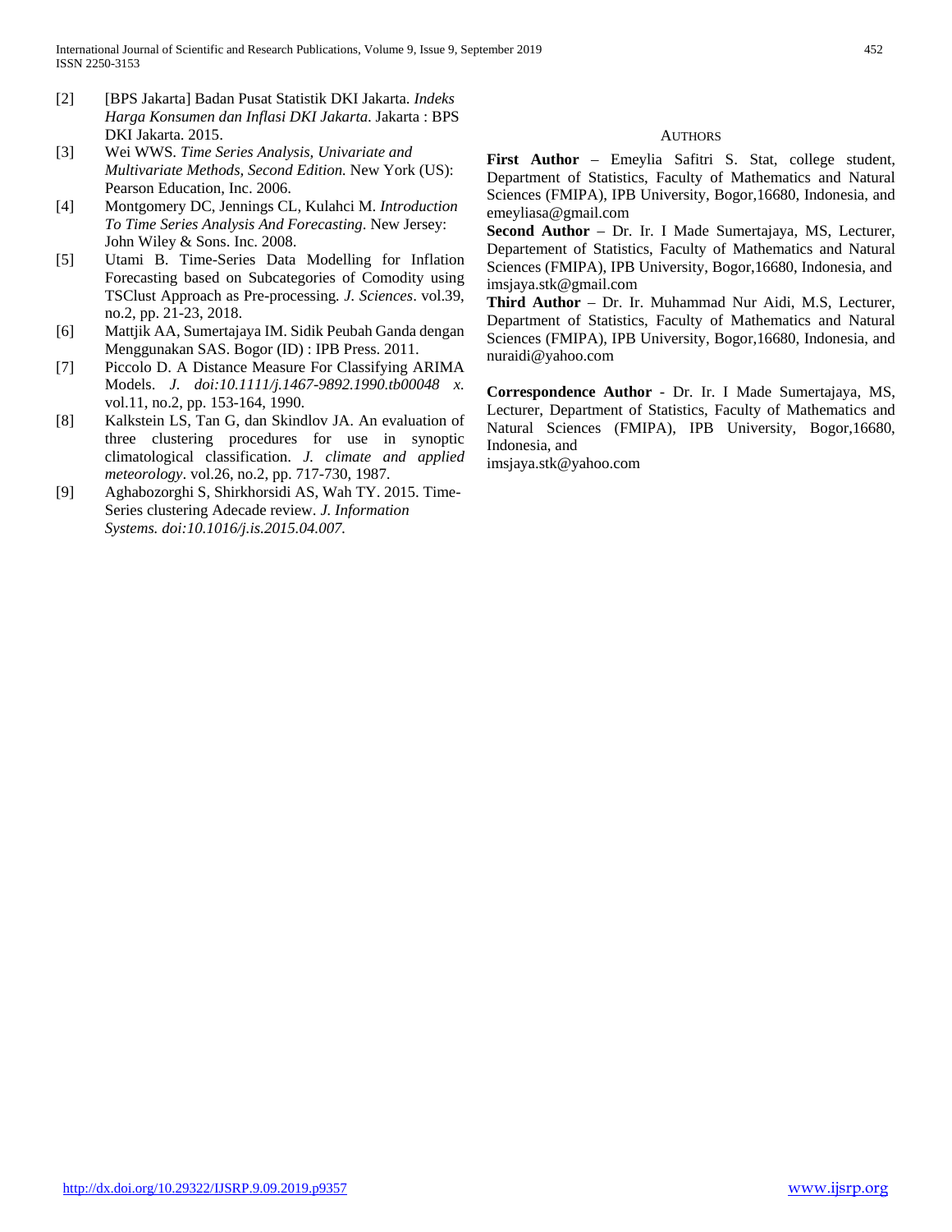[2] [BPS Jakarta] Badan Pusat Statistik DKI Jakarta. *Indeks Harga Konsumen dan Inflasi DKI Jakarta*. Jakarta : BPS DKI Jakarta. 2015.

[3] Wei WWS. *Time Series Analysis, Univariate and Multivariate Methods, Second Edition.* New York (US): Pearson Education, Inc. 2006.

[4] Montgomery DC, Jennings CL, Kulahci M. *Introduction To Time Series Analysis And Forecasting*. New Jersey: John Wiley & Sons. Inc. 2008.

[5] Utami B. Time-Series Data Modelling for Inflation Forecasting based on Subcategories of Comodity using TSClust Approach as Pre-processing. *J. Sciences*. vol.39, no.2, pp. 21-23, 2018.

[6] Mattjik AA, Sumertajaya IM. Sidik Peubah Ganda dengan Menggunakan SAS. Bogor (ID) : IPB Press. 2011.

[7] Piccolo D. A Distance Measure For Classifying ARIMA Models. *J. doi:10.1111/j.1467-9892.1990.tb00048 x.* vol.11, no.2, pp. 153-164, 1990.

[8] Kalkstein LS, Tan G, dan Skindlov JA. An evaluation of three clustering procedures for use in synoptic climatological classification. *J. climate and applied meteorology*. vol.26, no.2, pp. 717-730, 1987.

[9] Aghabozorghi S, Shirkhorsidi AS, Wah TY. 2015. Time-Series clustering Adecade review. *J. Information Systems. doi:10.1016/j.is.2015.04.007.*

## Authors

**First Author** – Emeylia Safitri S. Stat, college student, Department of Statistics, Faculty of Mathematics and Natural Sciences (FMIPA), IPB University, Bogor,16680, Indonesia, and emeyliasa@gmail.com

**Second Author** – Dr. Ir. I Made Sumertajaya, MS, Lecturer, Departement of Statistics, Faculty of Mathematics and Natural Sciences (FMIPA), IPB University, Bogor,16680, Indonesia, and imsjaya.stk@gmail.com

**Third Author** – Dr. Ir. Muhammad Nur Aidi, M.S, Lecturer, Department of Statistics, Faculty of Mathematics and Natural Sciences (FMIPA), IPB University, Bogor,16680, Indonesia, and nuraidi@yahoo.com

**Correspondence Author** - Dr. Ir. I Made Sumertajaya, MS, Lecturer, Department of Statistics, Faculty of Mathematics and Natural Sciences (FMIPA), IPB University, Bogor,16680, Indonesia, and
imsjaya.stk@yahoo.com